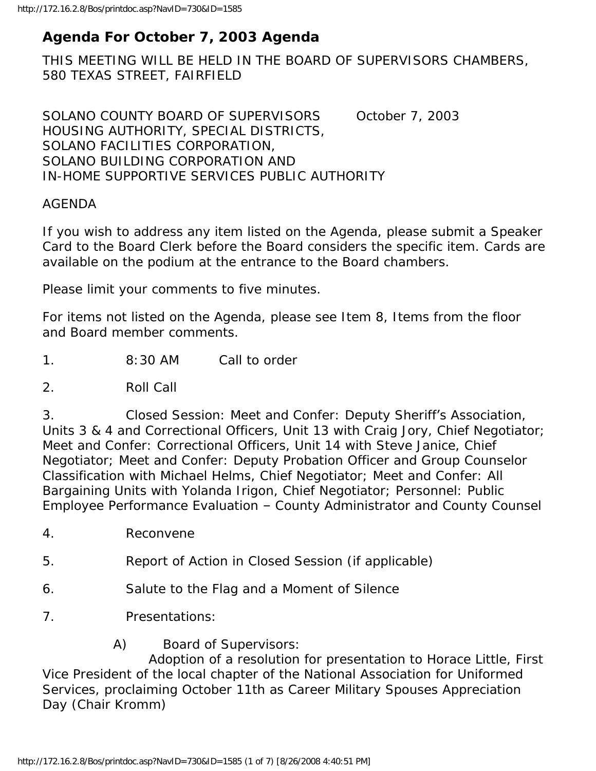# Agenda For October 7, 2003 Agenda

THIS MEETING WILL BE HELD IN THE BOARD OF SUPERVISORS CHAMBERS, 580 TEXAS STREET, FAIRFIELD

SOLANO COUNTY BOARD OF SUPERVISORS October 7, 2003
HOUSING AUTHORITY, SPECIAL DISTRICTS,
SOLANO FACILITIES CORPORATION,
SOLANO BUILDING CORPORATION AND
IN-HOME SUPPORTIVE SERVICES PUBLIC AUTHORITY

AGENDA

If you wish to address any item listed on the Agenda, please submit a Speaker Card to the Board Clerk before the Board considers the specific item. Cards are available on the podium at the entrance to the Board chambers.

Please limit your comments to five minutes.

For items not listed on the Agenda, please see Item 8, Items from the floor and Board member comments.

1. 8:30 AM Call to order

2. Roll Call

3. Closed Session: Meet and Confer: Deputy Sheriff's Association, Units 3 & 4 and Correctional Officers, Unit 13 with Craig Jory, Chief Negotiator; Meet and Confer: Correctional Officers, Unit 14 with Steve Janice, Chief Negotiator; Meet and Confer: Deputy Probation Officer and Group Counselor Classification with Michael Helms, Chief Negotiator; Meet and Confer: All Bargaining Units with Yolanda Irigon, Chief Negotiator; Personnel: Public Employee Performance Evaluation – County Administrator and County Counsel

4. Reconvene

5. Report of Action in Closed Session (if applicable)

6. Salute to the Flag and a Moment of Silence

7. Presentations:

A) Board of Supervisors:
Adoption of a resolution for presentation to Horace Little, First Vice President of the local chapter of the National Association for Uniformed Services, proclaiming October 11th as Career Military Spouses Appreciation Day (Chair Kromm)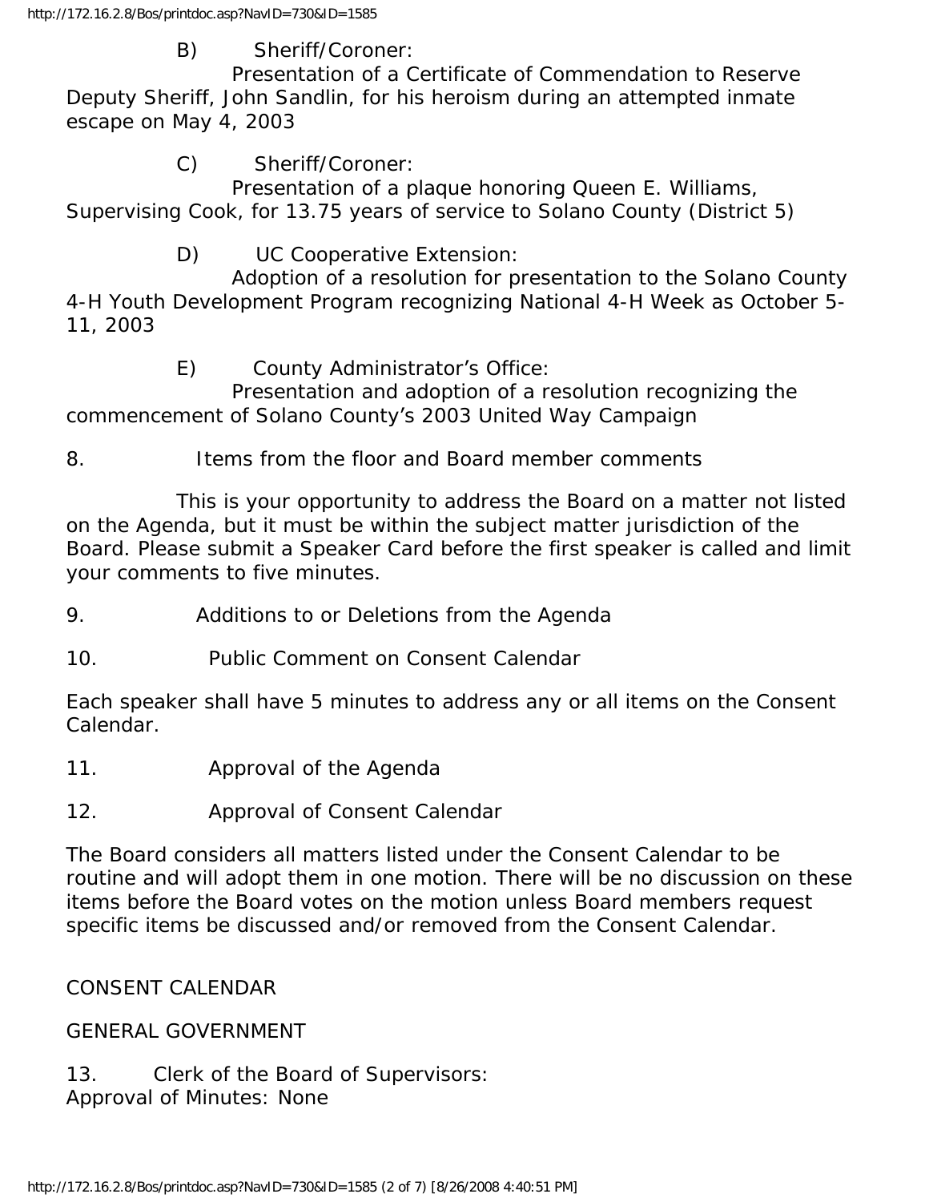B) Sheriff/Coroner:

Presentation of a Certificate of Commendation to Reserve Deputy Sheriff, John Sandlin, for his heroism during an attempted inmate escape on May 4, 2003

C) Sheriff/Coroner:

Presentation of a plaque honoring Queen E. Williams, Supervising Cook, for 13.75 years of service to Solano County (District 5)

D) UC Cooperative Extension:

Adoption of a resolution for presentation to the Solano County 4-H Youth Development Program recognizing National 4-H Week as October 5-11, 2003

E) County Administrator's Office:

Presentation and adoption of a resolution recognizing the commencement of Solano County's 2003 United Way Campaign

8. Items from the floor and Board member comments

This is your opportunity to address the Board on a matter not listed on the Agenda, but it must be within the subject matter jurisdiction of the Board. Please submit a Speaker Card before the first speaker is called and limit your comments to five minutes.

9. Additions to or Deletions from the Agenda

10. Public Comment on Consent Calendar

Each speaker shall have 5 minutes to address any or all items on the Consent Calendar.

11. Approval of the Agenda

12. Approval of Consent Calendar

The Board considers all matters listed under the Consent Calendar to be routine and will adopt them in one motion. There will be no discussion on these items before the Board votes on the motion unless Board members request specific items be discussed and/or removed from the Consent Calendar.

CONSENT CALENDAR

GENERAL GOVERNMENT

13. Clerk of the Board of Supervisors:
Approval of Minutes: None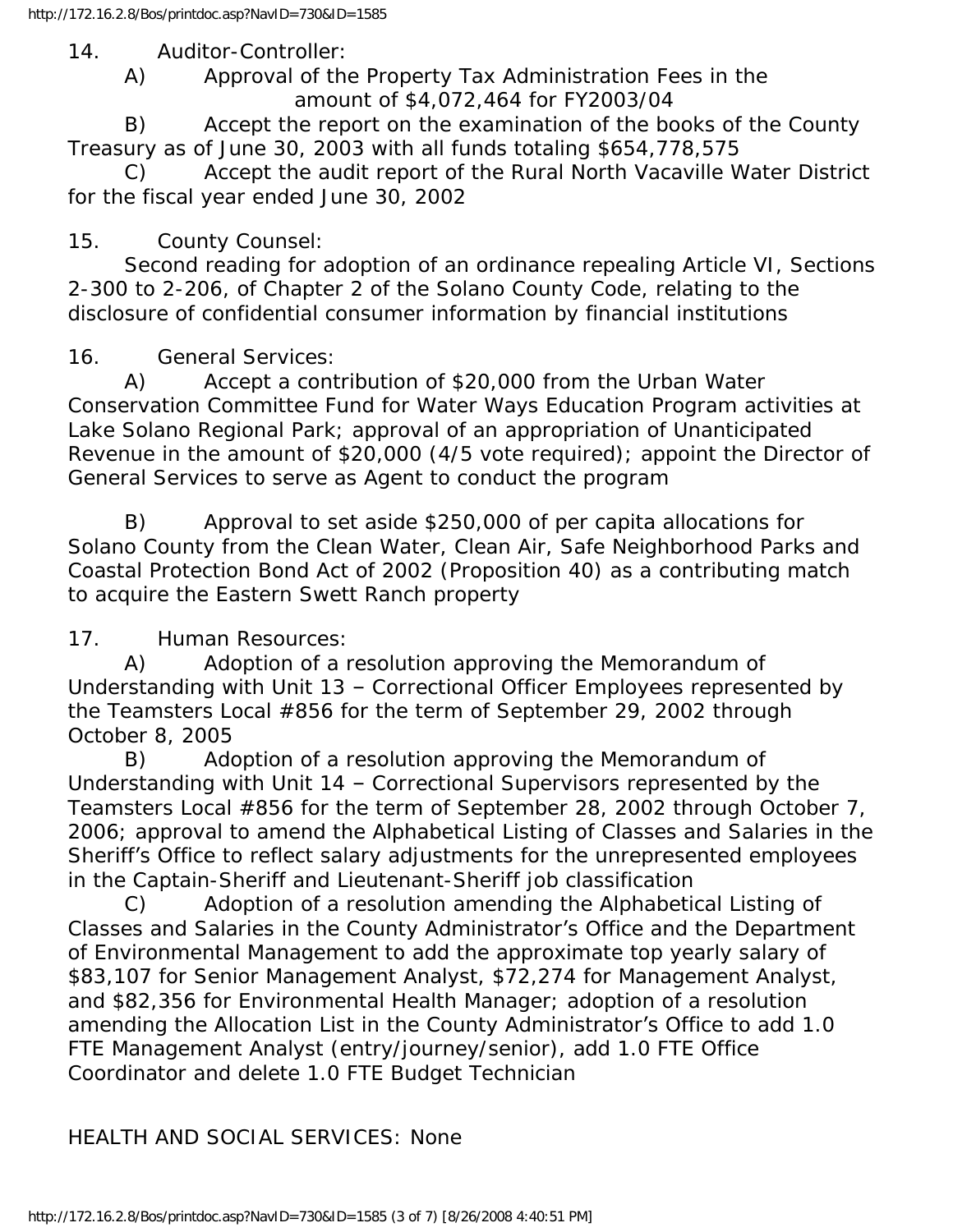14. Auditor-Controller:

    A) Approval of the Property Tax Administration Fees in the amount of $4,072,464 for FY2003/04

    B) Accept the report on the examination of the books of the County Treasury as of June 30, 2003 with all funds totaling $654,778,575

    C) Accept the audit report of the Rural North Vacaville Water District for the fiscal year ended June 30, 2002

15. County Counsel:

    Second reading for adoption of an ordinance repealing Article VI, Sections 2-300 to 2-206, of Chapter 2 of the Solano County Code, relating to the disclosure of confidential consumer information by financial institutions

16. General Services:

    A) Accept a contribution of $20,000 from the Urban Water Conservation Committee Fund for Water Ways Education Program activities at Lake Solano Regional Park; approval of an appropriation of Unanticipated Revenue in the amount of $20,000 (4/5 vote required); appoint the Director of General Services to serve as Agent to conduct the program

    B) Approval to set aside $250,000 of per capita allocations for Solano County from the Clean Water, Clean Air, Safe Neighborhood Parks and Coastal Protection Bond Act of 2002 (Proposition 40) as a contributing match to acquire the Eastern Swett Ranch property

17. Human Resources:

    A) Adoption of a resolution approving the Memorandum of Understanding with Unit 13 – Correctional Officer Employees represented by the Teamsters Local #856 for the term of September 29, 2002 through October 8, 2005

    B) Adoption of a resolution approving the Memorandum of Understanding with Unit 14 – Correctional Supervisors represented by the Teamsters Local #856 for the term of September 28, 2002 through October 7, 2006; approval to amend the Alphabetical Listing of Classes and Salaries in the Sheriff's Office to reflect salary adjustments for the unrepresented employees in the Captain-Sheriff and Lieutenant-Sheriff job classification

    C) Adoption of a resolution amending the Alphabetical Listing of Classes and Salaries in the County Administrator's Office and the Department of Environmental Management to add the approximate top yearly salary of $83,107 for Senior Management Analyst, $72,274 for Management Analyst, and $82,356 for Environmental Health Manager; adoption of a resolution amending the Allocation List in the County Administrator's Office to add 1.0 FTE Management Analyst (entry/journey/senior), add 1.0 FTE Office Coordinator and delete 1.0 FTE Budget Technician

HEALTH AND SOCIAL SERVICES: None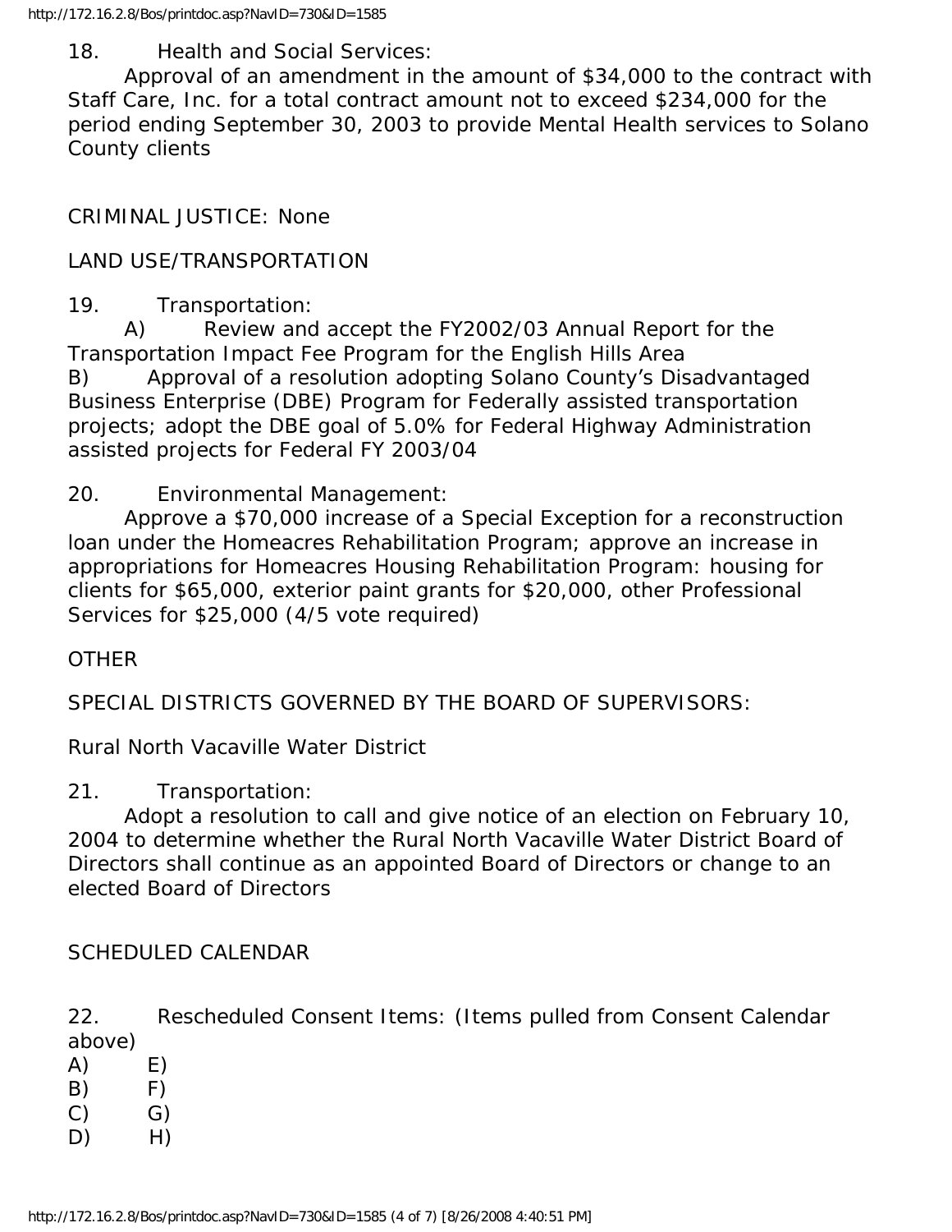18. Health and Social Services:

Approval of an amendment in the amount of $34,000 to the contract with Staff Care, Inc. for a total contract amount not to exceed $234,000 for the period ending September 30, 2003 to provide Mental Health services to Solano County clients

CRIMINAL JUSTICE: None

LAND USE/TRANSPORTATION

19. Transportation:

A) Review and accept the FY2002/03 Annual Report for the Transportation Impact Fee Program for the English Hills Area

B) Approval of a resolution adopting Solano County's Disadvantaged Business Enterprise (DBE) Program for Federally assisted transportation projects; adopt the DBE goal of 5.0% for Federal Highway Administration assisted projects for Federal FY 2003/04

20. Environmental Management:

Approve a $70,000 increase of a Special Exception for a reconstruction loan under the Homeacres Rehabilitation Program; approve an increase in appropriations for Homeacres Housing Rehabilitation Program: housing for clients for $65,000, exterior paint grants for $20,000, other Professional Services for $25,000 (4/5 vote required)

OTHER

SPECIAL DISTRICTS GOVERNED BY THE BOARD OF SUPERVISORS:

Rural North Vacaville Water District

21. Transportation:

Adopt a resolution to call and give notice of an election on February 10, 2004 to determine whether the Rural North Vacaville Water District Board of Directors shall continue as an appointed Board of Directors or change to an elected Board of Directors

SCHEDULED CALENDAR

22. Rescheduled Consent Items: (Items pulled from Consent Calendar above)

A) E)
B) F)
C) G)
D) H)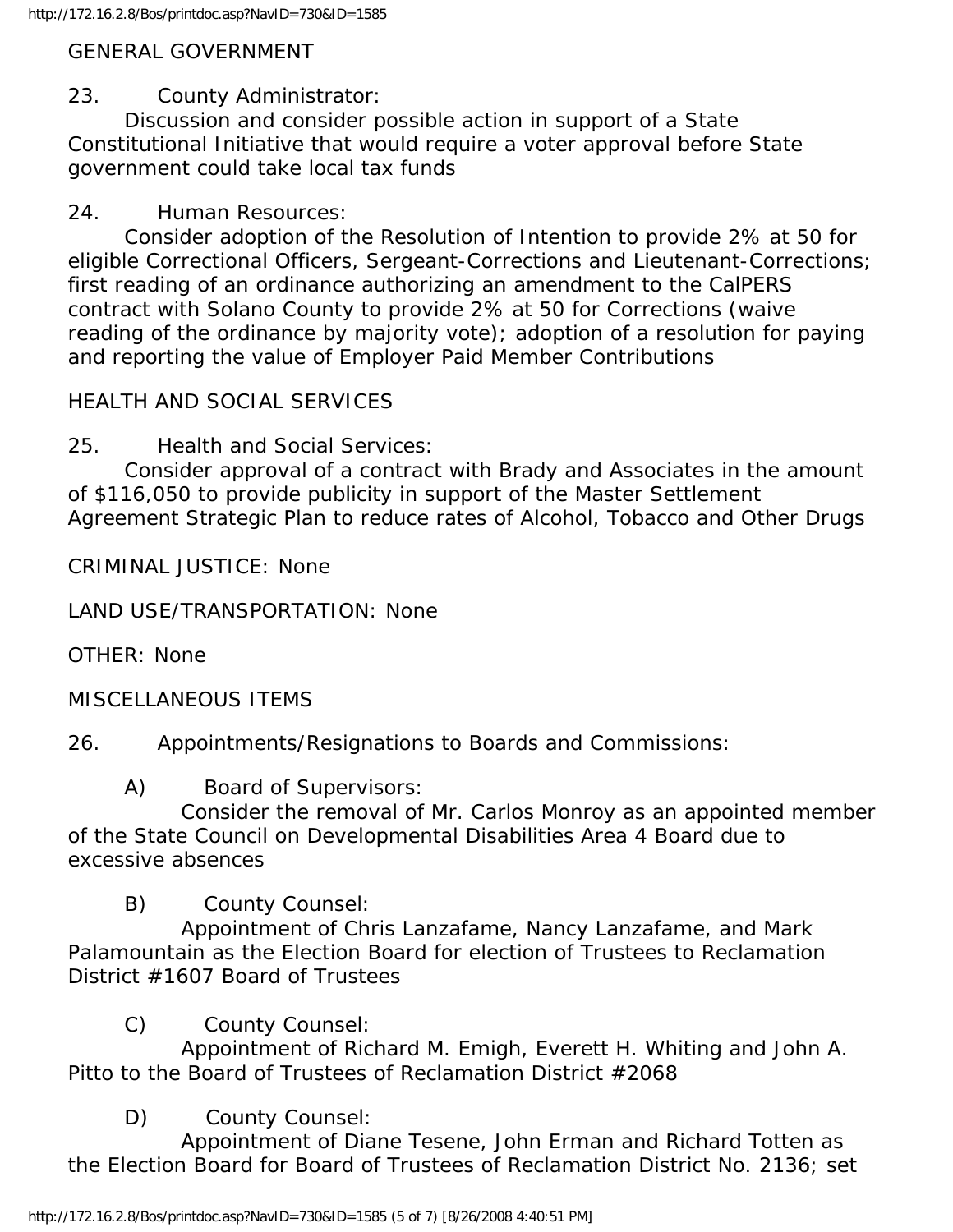GENERAL GOVERNMENT

23. County Administrator:
Discussion and consider possible action in support of a State Constitutional Initiative that would require a voter approval before State government could take local tax funds

24. Human Resources:
Consider adoption of the Resolution of Intention to provide 2% at 50 for eligible Correctional Officers, Sergeant-Corrections and Lieutenant-Corrections; first reading of an ordinance authorizing an amendment to the CalPERS contract with Solano County to provide 2% at 50 for Corrections (waive reading of the ordinance by majority vote); adoption of a resolution for paying and reporting the value of Employer Paid Member Contributions

HEALTH AND SOCIAL SERVICES

25. Health and Social Services:
Consider approval of a contract with Brady and Associates in the amount of $116,050 to provide publicity in support of the Master Settlement Agreement Strategic Plan to reduce rates of Alcohol, Tobacco and Other Drugs

CRIMINAL JUSTICE: None

LAND USE/TRANSPORTATION: None

OTHER: None

MISCELLANEOUS ITEMS

26. Appointments/Resignations to Boards and Commissions:

A) Board of Supervisors:
Consider the removal of Mr. Carlos Monroy as an appointed member of the State Council on Developmental Disabilities Area 4 Board due to excessive absences

B) County Counsel:
Appointment of Chris Lanzafame, Nancy Lanzafame, and Mark Palamountain as the Election Board for election of Trustees to Reclamation District #1607 Board of Trustees

C) County Counsel:
Appointment of Richard M. Emigh, Everett H. Whiting and John A. Pitto to the Board of Trustees of Reclamation District #2068

D) County Counsel:
Appointment of Diane Tesene, John Erman and Richard Totten as the Election Board for Board of Trustees of Reclamation District No. 2136; set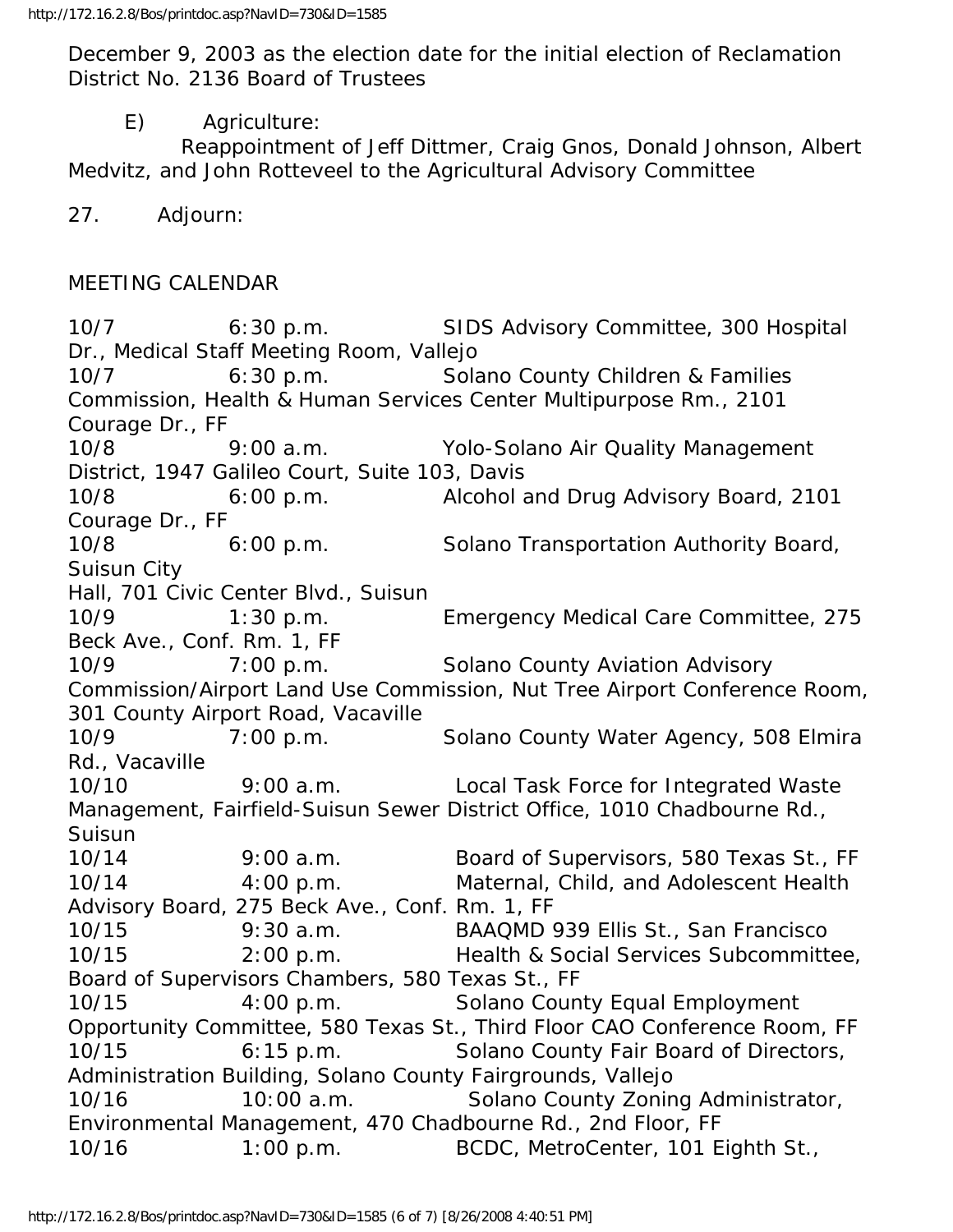December 9, 2003 as the election date for the initial election of Reclamation District No. 2136 Board of Trustees

E) Agriculture:
Reappointment of Jeff Dittmer, Craig Gnos, Donald Johnson, Albert Medvitz, and John Rotteveel to the Agricultural Advisory Committee

27. Adjourn:

MEETING CALENDAR

10/7 6:30 p.m. SIDS Advisory Committee, 300 Hospital Dr., Medical Staff Meeting Room, Vallejo
10/7 6:30 p.m. Solano County Children & Families Commission, Health & Human Services Center Multipurpose Rm., 2101 Courage Dr., FF
10/8 9:00 a.m. Yolo-Solano Air Quality Management District, 1947 Galileo Court, Suite 103, Davis
10/8 6:00 p.m. Alcohol and Drug Advisory Board, 2101 Courage Dr., FF
10/8 6:00 p.m. Solano Transportation Authority Board, Suisun City
Hall, 701 Civic Center Blvd., Suisun
10/9 1:30 p.m. Emergency Medical Care Committee, 275 Beck Ave., Conf. Rm. 1, FF
10/9 7:00 p.m. Solano County Aviation Advisory Commission/Airport Land Use Commission, Nut Tree Airport Conference Room, 301 County Airport Road, Vacaville
10/9 7:00 p.m. Solano County Water Agency, 508 Elmira Rd., Vacaville
10/10 9:00 a.m. Local Task Force for Integrated Waste Management, Fairfield-Suisun Sewer District Office, 1010 Chadbourne Rd., Suisun
10/14 9:00 a.m. Board of Supervisors, 580 Texas St., FF
10/14 4:00 p.m. Maternal, Child, and Adolescent Health Advisory Board, 275 Beck Ave., Conf. Rm. 1, FF
10/15 9:30 a.m. BAAQMD 939 Ellis St., San Francisco
10/15 2:00 p.m. Health & Social Services Subcommittee, Board of Supervisors Chambers, 580 Texas St., FF
10/15 4:00 p.m. Solano County Equal Employment Opportunity Committee, 580 Texas St., Third Floor CAO Conference Room, FF
10/15 6:15 p.m. Solano County Fair Board of Directors, Administration Building, Solano County Fairgrounds, Vallejo
10/16 10:00 a.m. Solano County Zoning Administrator, Environmental Management, 470 Chadbourne Rd., 2nd Floor, FF
10/16 1:00 p.m. BCDC, MetroCenter, 101 Eighth St.,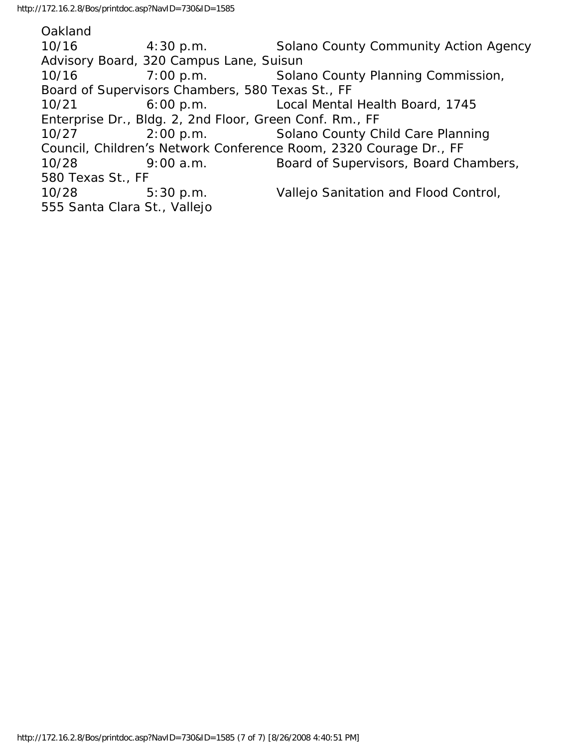Oakland

10/16 4:30 p.m. Solano County Community Action Agency Advisory Board, 320 Campus Lane, Suisun

10/16 7:00 p.m. Solano County Planning Commission, Board of Supervisors Chambers, 580 Texas St., FF

10/21 6:00 p.m. Local Mental Health Board, 1745 Enterprise Dr., Bldg. 2, 2nd Floor, Green Conf. Rm., FF

10/27 2:00 p.m. Solano County Child Care Planning Council, Children's Network Conference Room, 2320 Courage Dr., FF

10/28 9:00 a.m. Board of Supervisors, Board Chambers, 580 Texas St., FF

10/28 5:30 p.m. Vallejo Sanitation and Flood Control, 555 Santa Clara St., Vallejo